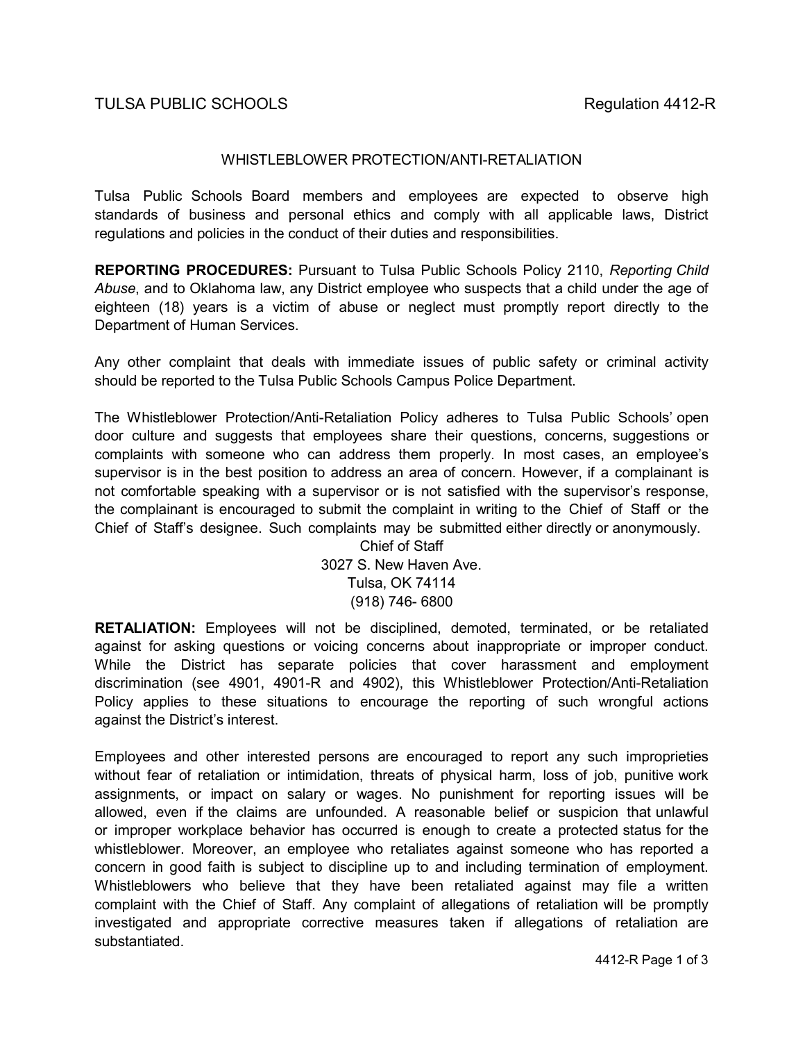TULSA PUBLIC SCHOOLS Regulation 4412-R

# WHISTLEBLOWER PROTECTION/ANTI-RETALIATION

Tulsa Public Schools Board members and employees are expected to observe high standards of business and personal ethics and comply with all applicable laws, District regulations and policies in the conduct of their duties and responsibilities.

**REPORTING PROCEDURES:** Pursuant to Tulsa Public Schools Policy 2110, *Reporting Child Abuse*, and to Oklahoma law, any District employee who suspects that a child under the age of eighteen (18) years is a victim of abuse or neglect must promptly report directly to the Department of Human Services.

Any other complaint that deals with immediate issues of public safety or criminal activity should be reported to the Tulsa Public Schools Campus Police Department.

The Whistleblower Protection/Anti-Retaliation Policy adheres to Tulsa Public Schools' open door culture and suggests that employees share their questions, concerns, suggestions or complaints with someone who can address them properly. In most cases, an employee's supervisor is in the best position to address an area of concern. However, if a complainant is not comfortable speaking with a supervisor or is not satisfied with the supervisor's response, the complainant is encouraged to submit the complaint in writing to the Chief of Staff or the Chief of Staff's designee. Such complaints may be submitted either directly or anonymously.

Chief of Staff
3027 S. New Haven Ave.
Tulsa, OK 74114
(918) 746- 6800

**RETALIATION:** Employees will not be disciplined, demoted, terminated, or be retaliated against for asking questions or voicing concerns about inappropriate or improper conduct. While the District has separate policies that cover harassment and employment discrimination (see 4901, 4901-R and 4902), this Whistleblower Protection/Anti-Retaliation Policy applies to these situations to encourage the reporting of such wrongful actions against the District's interest.

Employees and other interested persons are encouraged to report any such improprieties without fear of retaliation or intimidation, threats of physical harm, loss of job, punitive work assignments, or impact on salary or wages. No punishment for reporting issues will be allowed, even if the claims are unfounded. A reasonable belief or suspicion that unlawful or improper workplace behavior has occurred is enough to create a protected status for the whistleblower. Moreover, an employee who retaliates against someone who has reported a concern in good faith is subject to discipline up to and including termination of employment. Whistleblowers who believe that they have been retaliated against may file a written complaint with the Chief of Staff. Any complaint of allegations of retaliation will be promptly investigated and appropriate corrective measures taken if allegations of retaliation are substantiated.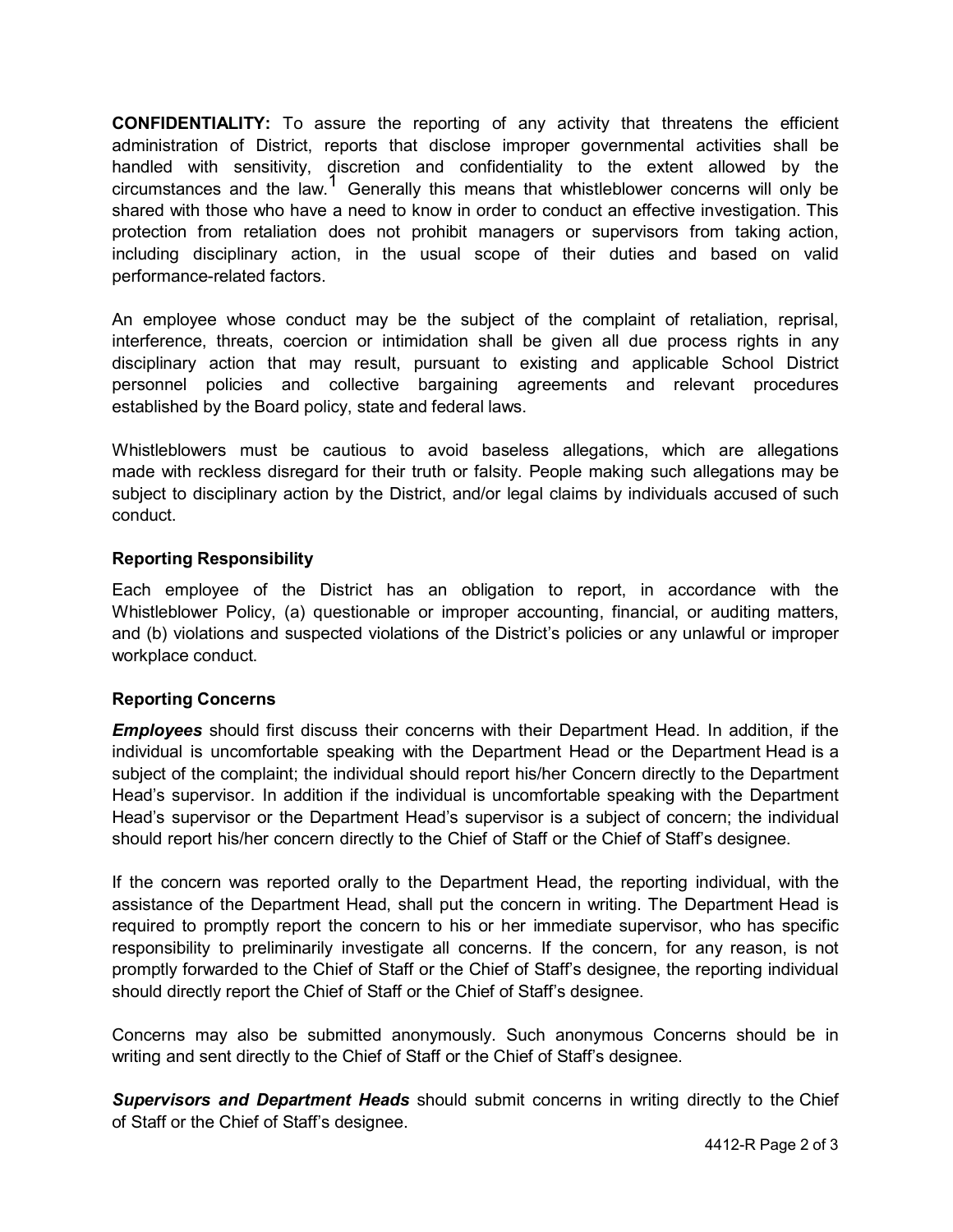**CONFIDENTIALITY:** To assure the reporting of any activity that threatens the efficient administration of District, reports that disclose improper governmental activities shall be handled with sensitivity, discretion and confidentiality to the extent allowed by the circumstances and the law.[1] Generally this means that whistleblower concerns will only be shared with those who have a need to know in order to conduct an effective investigation. This protection from retaliation does not prohibit managers or supervisors from taking action, including disciplinary action, in the usual scope of their duties and based on valid performance-related factors.

An employee whose conduct may be the subject of the complaint of retaliation, reprisal, interference, threats, coercion or intimidation shall be given all due process rights in any disciplinary action that may result, pursuant to existing and applicable School District personnel policies and collective bargaining agreements and relevant procedures established by the Board policy, state and federal laws.

Whistleblowers must be cautious to avoid baseless allegations, which are allegations made with reckless disregard for their truth or falsity. People making such allegations may be subject to disciplinary action by the District, and/or legal claims by individuals accused of such conduct.

### Reporting Responsibility

Each employee of the District has an obligation to report, in accordance with the Whistleblower Policy, (a) questionable or improper accounting, financial, or auditing matters, and (b) violations and suspected violations of the District's policies or any unlawful or improper workplace conduct.

### Reporting Concerns

***Employees*** should first discuss their concerns with their Department Head. In addition, if the individual is uncomfortable speaking with the Department Head or the Department Head is a subject of the complaint; the individual should report his/her Concern directly to the Department Head's supervisor. In addition if the individual is uncomfortable speaking with the Department Head's supervisor or the Department Head's supervisor is a subject of concern; the individual should report his/her concern directly to the Chief of Staff or the Chief of Staff's designee.

If the concern was reported orally to the Department Head, the reporting individual, with the assistance of the Department Head, shall put the concern in writing. The Department Head is required to promptly report the concern to his or her immediate supervisor, who has specific responsibility to preliminarily investigate all concerns. If the concern, for any reason, is not promptly forwarded to the Chief of Staff or the Chief of Staff's designee, the reporting individual should directly report the Chief of Staff or the Chief of Staff's designee.

Concerns may also be submitted anonymously. Such anonymous Concerns should be in writing and sent directly to the Chief of Staff or the Chief of Staff's designee.

***Supervisors and Department Heads*** should submit concerns in writing directly to the Chief of Staff or the Chief of Staff's designee.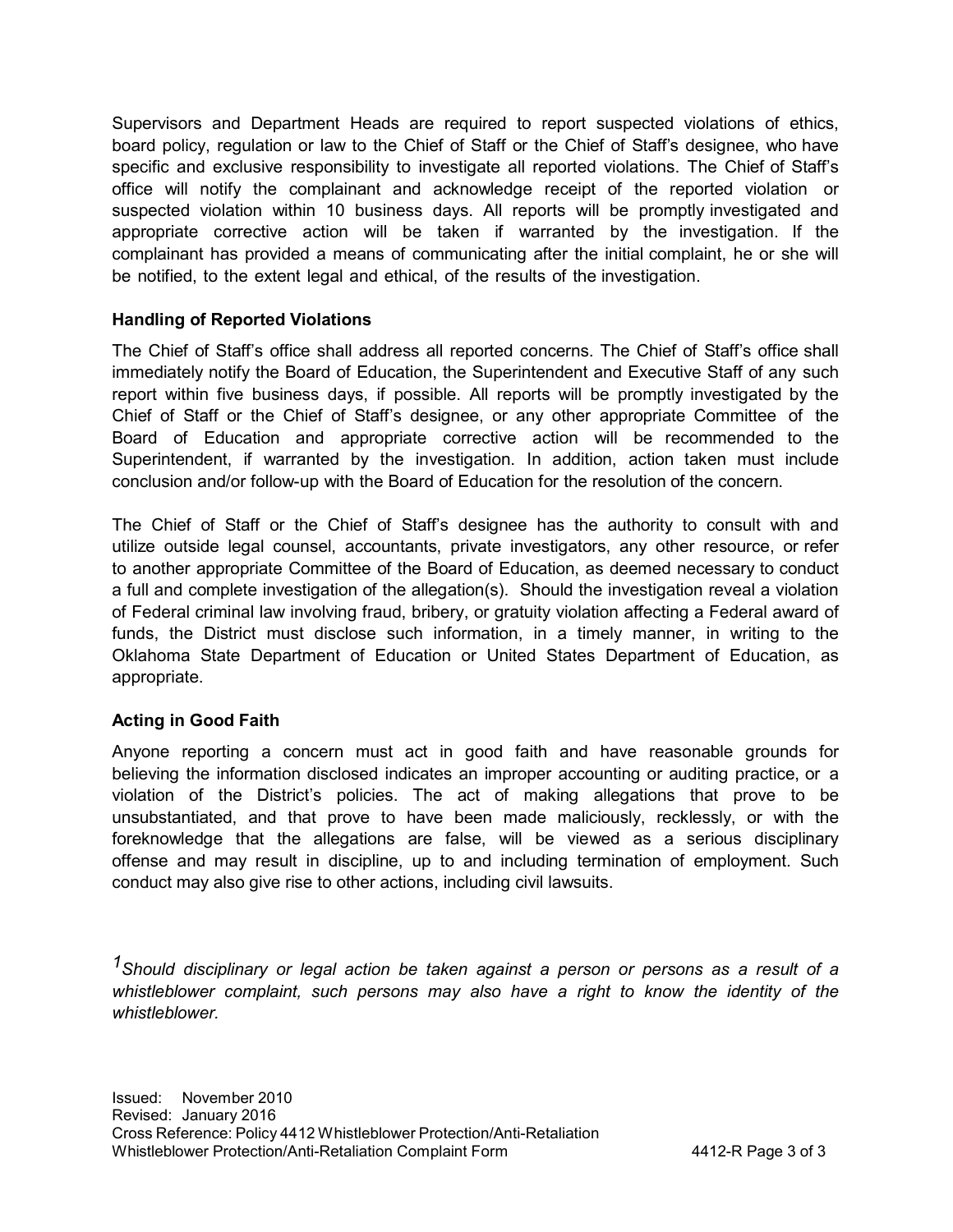Supervisors and Department Heads are required to report suspected violations of ethics, board policy, regulation or law to the Chief of Staff or the Chief of Staff's designee, who have specific and exclusive responsibility to investigate all reported violations. The Chief of Staff's office will notify the complainant and acknowledge receipt of the reported violation or suspected violation within 10 business days. All reports will be promptly investigated and appropriate corrective action will be taken if warranted by the investigation. If the complainant has provided a means of communicating after the initial complaint, he or she will be notified, to the extent legal and ethical, of the results of the investigation.

### Handling of Reported Violations

The Chief of Staff's office shall address all reported concerns. The Chief of Staff's office shall immediately notify the Board of Education, the Superintendent and Executive Staff of any such report within five business days, if possible. All reports will be promptly investigated by the Chief of Staff or the Chief of Staff's designee, or any other appropriate Committee of the Board of Education and appropriate corrective action will be recommended to the Superintendent, if warranted by the investigation. In addition, action taken must include conclusion and/or follow-up with the Board of Education for the resolution of the concern.

The Chief of Staff or the Chief of Staff's designee has the authority to consult with and utilize outside legal counsel, accountants, private investigators, any other resource, or refer to another appropriate Committee of the Board of Education, as deemed necessary to conduct a full and complete investigation of the allegation(s). Should the investigation reveal a violation of Federal criminal law involving fraud, bribery, or gratuity violation affecting a Federal award of funds, the District must disclose such information, in a timely manner, in writing to the Oklahoma State Department of Education or United States Department of Education, as appropriate.

### Acting in Good Faith

Anyone reporting a concern must act in good faith and have reasonable grounds for believing the information disclosed indicates an improper accounting or auditing practice, or a violation of the District's policies. The act of making allegations that prove to be unsubstantiated, and that prove to have been made maliciously, recklessly, or with the foreknowledge that the allegations are false, will be viewed as a serious disciplinary offense and may result in discipline, up to and including termination of employment. Such conduct may also give rise to other actions, including civil lawsuits.

[1] *Should disciplinary or legal action be taken against a person or persons as a result of a whistleblower complaint, such persons may also have a right to know the identity of the whistleblower.*

Issued: November 2010
Revised: January 2016
Cross Reference: Policy 4412 Whistleblower Protection/Anti-Retaliation
Whistleblower Protection/Anti-Retaliation Complaint Form